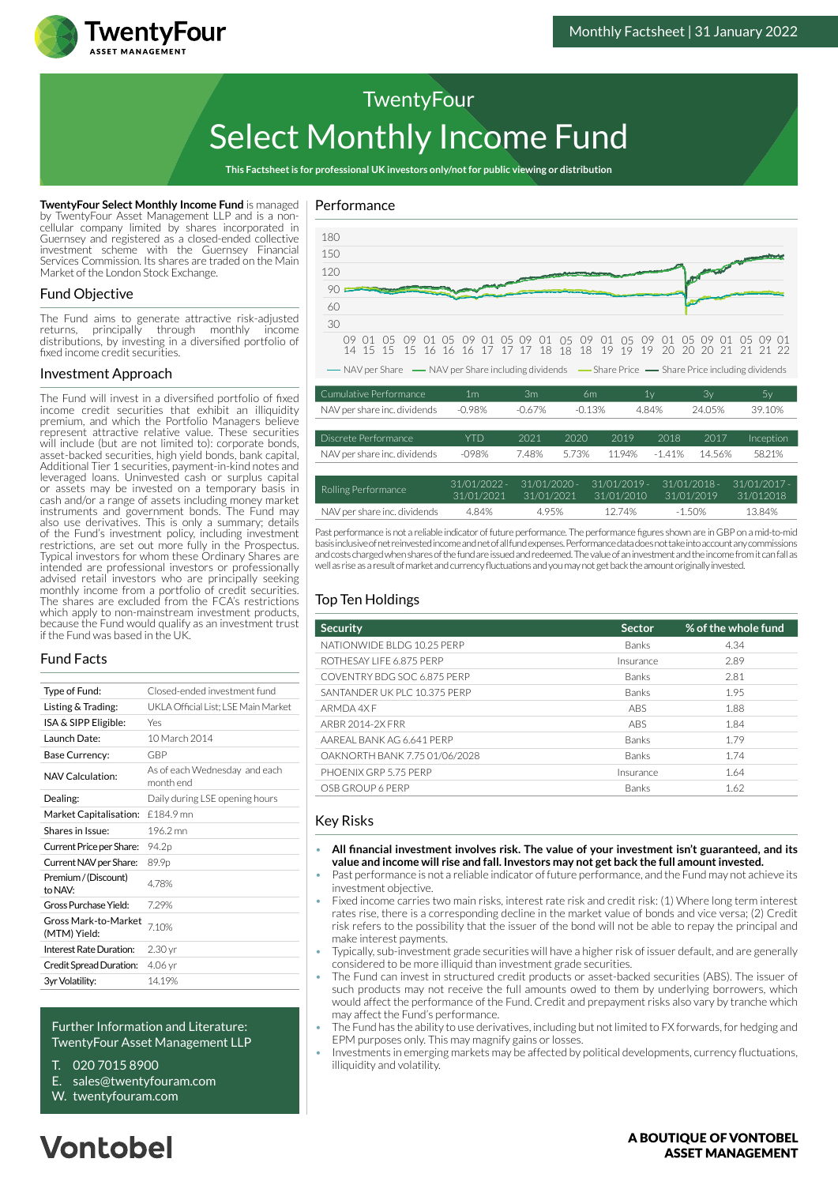Monthly Factsheet | 31 January 2022

# TwentyFour Select Monthly Income Fund

**This Factsheet is for professional UK investors only/not for public viewing or distribution**

**TwentyFour Select Monthly Income Fund** is managed by TwentyFour Asset Management LLP and is a non-cellular company limited by shares incorporated in Guernsey and registered as a closed-ended collective investment scheme with the Guernsey Financial Services Commission. Its shares are traded on the Main Market of the London Stock Exchange.

## Fund Objective

The Fund aims to generate attractive risk-adjusted returns, principally through monthly income distributions, by investing in a diversified portfolio of fixed income credit securities.

## Investment Approach

The Fund will invest in a diversified portfolio of fixed income credit securities that exhibit an illiquidity premium, and which the Portfolio Managers believe represent attractive relative value. These securities will include (but are not limited to): corporate bonds, asset-backed securities, high yield bonds, bank capital, Additional Tier 1 securities, payment-in-kind notes and leveraged loans. Uninvested cash or surplus capital or assets may be invested on a temporary basis in cash and/or a range of assets including money market instruments and government bonds. The Fund may also use derivatives. This is only a summary; details of the Fund's investment policy, including investment restrictions, are set out more fully in the Prospectus. Typical investors for whom these Ordinary Shares are intended are professional investors or professionally advised retail investors who are principally seeking monthly income from a portfolio of credit securities. The shares are excluded from the FCA's restrictions which apply to non-mainstream investment products, because the Fund would qualify as an investment trust if the Fund was based in the UK.

## Fund Facts

| | |
|---|---|
| Type of Fund: | Closed-ended investment fund |
| Listing & Trading: | UKLA Official List; LSE Main Market |
| ISA & SIPP Eligible: | Yes |
| Launch Date: | 10 March 2014 |
| Base Currency: | GBP |
| NAV Calculation: | As of each Wednesday and each month end |
| Dealing: | Daily during LSE opening hours |
| Market Capitalisation: | £184.9 mn |
| Shares in Issue: | 196.2 mn |
| Current Price per Share: | 94.2p |
| Current NAV per Share: | 89.9p |
| Premium / (Discount) to NAV: | 4.78% |
| Gross Purchase Yield: | 7.29% |
| Gross Mark-to-Market (MTM) Yield: | 7.10% |
| Interest Rate Duration: | 2.30 yr |
| Credit Spread Duration: | 4.06 yr |
| 3yr Volatility: | 14.19% |

Further Information and Literature:
TwentyFour Asset Management LLP

T. 020 7015 8900
E. sales@twentyfouram.com
W. twentyfouram.com

## Performance

— NAV per Share — NAV per Share including dividends — Share Price — Share Price including dividends

| Cumulative Performance | 1m | 3m | 6m | 1y | 3y | 5y |
|---|---|---|---|---|---|---|
| NAV per share inc. dividends | -0.98% | -0.67% | -0.13% | 4.84% | 24.05% | 39.10% |

| Discrete Performance | YTD | 2021 | 2020 | 2019 | 2018 | 2017 | Inception |
|---|---|---|---|---|---|---|---|
| NAV per share inc. dividends | -098% | 7.48% | 5.73% | 11.94% | -1.41% | 14.56% | 58.21% |

| Rolling Performance | 31/01/2022 - 31/01/2021 | 31/01/2020 - 31/01/2021 | 31/01/2019 - 31/01/2010 | 31/01/2018 - 31/01/2019 | 31/01/2017 - 31/012018 |
|---|---|---|---|---|---|
| NAV per share inc. dividends | 4.84% | 4.95% | 12.74% | -1.50% | 13.84% |

Past performance is not a reliable indicator of future performance. The performance figures shown are in GBP on a mid-to-mid basis inclusive of net reinvested income and net of all fund expenses. Performance data does not take into account any commissions and costs charged when shares of the fund are issued and redeemed. The value of an investment and the income from it can fall as well as rise as a result of market and currency fluctuations and you may not get back the amount originally invested.

## Top Ten Holdings

| Security | Sector | % of the whole fund |
|---|---|---|
| NATIONWIDE BLDG 10.25 PERP | Banks | 4.34 |
| ROTHESAY LIFE 6.875 PERP | Insurance | 2.89 |
| COVENTRY BDG SOC 6.875 PERP | Banks | 2.81 |
| SANTANDER UK PLC 10.375 PERP | Banks | 1.95 |
| ARMDA 4X F | ABS | 1.88 |
| ARBR 2014-2X FRR | ABS | 1.84 |
| AAREAL BANK AG 6.641 PERP | Banks | 1.79 |
| OAKNORTH BANK 7.75 01/06/2028 | Banks | 1.74 |
| PHOENIX GRP 5.75 PERP | Insurance | 1.64 |
| OSB GROUP 6 PERP | Banks | 1.62 |

## Key Risks

- **All financial investment involves risk. The value of your investment isn't guaranteed, and its value and income will rise and fall. Investors may not get back the full amount invested.**
- Past performance is not a reliable indicator of future performance, and the Fund may not achieve its investment objective.
- Fixed income carries two main risks, interest rate risk and credit risk: (1) Where long term interest rates rise, there is a corresponding decline in the market value of bonds and vice versa; (2) Credit risk refers to the possibility that the issuer of the bond will not be able to repay the principal and make interest payments.
- Typically, sub-investment grade securities will have a higher risk of issuer default, and are generally considered to be more illiquid than investment grade securities.
- The Fund can invest in structured credit products or asset-backed securities (ABS). The issuer of such products may not receive the full amounts owed to them by underlying borrowers, which would affect the performance of the Fund. Credit and prepayment risks also vary by tranche which may affect the Fund's performance.
- The Fund has the ability to use derivatives, including but not limited to FX forwards, for hedging and EPM purposes only. This may magnify gains or losses.
- Investments in emerging markets may be affected by political developments, currency fluctuations, illiquidity and volatility.

Vontobel

A BOUTIQUE OF VONTOBEL ASSET MANAGEMENT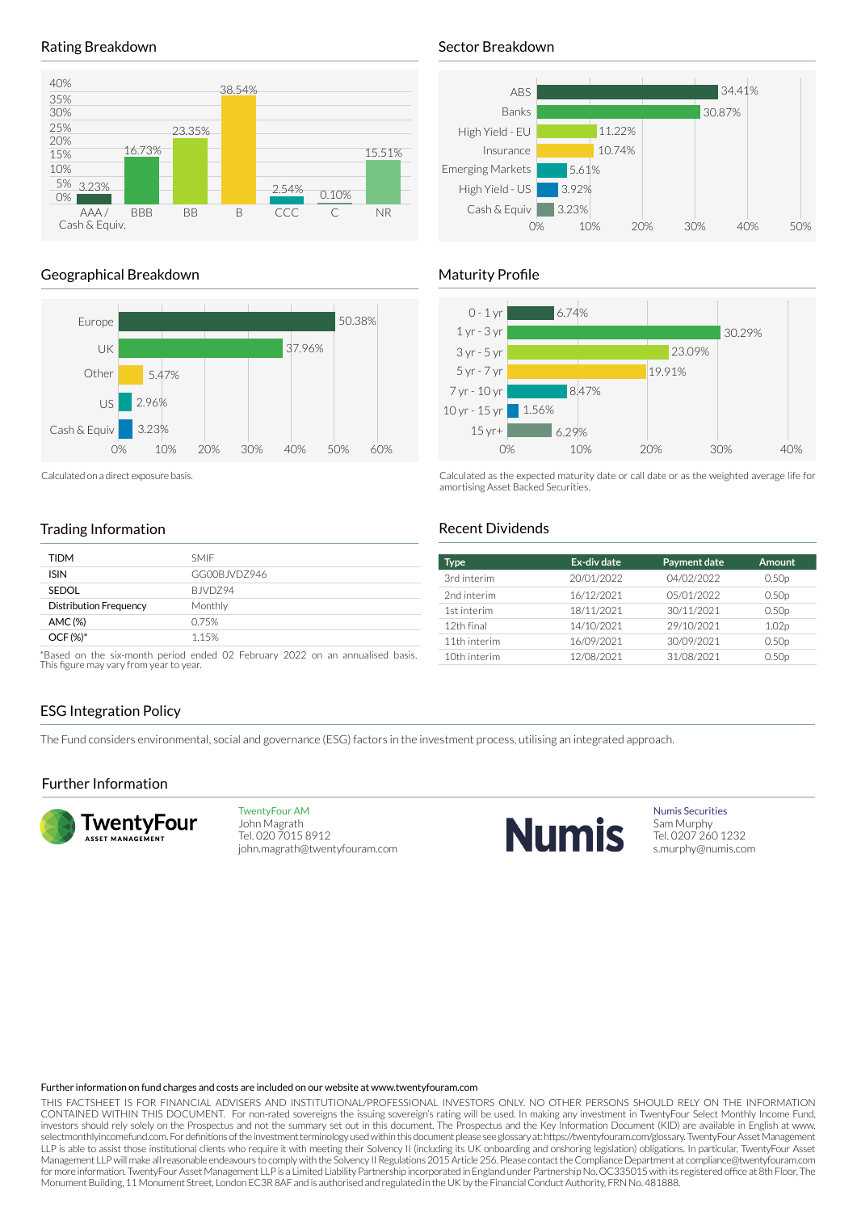## Rating Breakdown

40%
35%
30%
25%
20%
15%
10%
5%
0%

3.23% 16.73% 23.35% 38.54% 2.54% 0.10% 15.51%

AAA / Cash & Equiv. BBB BB B CCC C NR

## Sector Breakdown

ABS 34.41%
Banks 30.87%
High Yield - EU 11.22%
Insurance 10.74%
Emerging Markets 5.61%
High Yield - US 3.92%
Cash & Equiv 3.23%

0% 10% 20% 30% 40% 50%

## Geographical Breakdown

Europe 50.38%
UK 37.96%
Other 5.47%
US 2.96%
Cash & Equiv 3.23%

0% 10% 20% 30% 40% 50% 60%

Calculated on a direct exposure basis.

## Maturity Profile

0 - 1 yr 6.74%
1 yr - 3 yr 30.29%
3 yr - 5 yr 23.09%
5 yr - 7 yr 19.91%
7 yr - 10 yr 8.47%
10 yr - 15 yr 1.56%
15 yr+ 6.29%

0% 10% 20% 30% 40%

Calculated as the expected maturity date or call date or as the weighted average life for amortising Asset Backed Securities.

## Trading Information

| | |
|---|---|
| TIDM | SMIF |
| ISIN | GG00BJVDZ946 |
| SEDOL | BJVDZ94 |
| Distribution Frequency | Monthly |
| AMC (%) | 0.75% |
| OCF (%)* | 1.15% |

*Based on the six-month period ended 02 February 2022 on an annualised basis. This figure may vary from year to year.

## Recent Dividends

| Type | Ex-div date | Payment date | Amount |
|---|---|---|---|
| 3rd interim | 20/01/2022 | 04/02/2022 | 0.50p |
| 2nd interim | 16/12/2021 | 05/01/2022 | 0.50p |
| 1st interim | 18/11/2021 | 30/11/2021 | 0.50p |
| 12th final | 14/10/2021 | 29/10/2021 | 1.02p |
| 11th interim | 16/09/2021 | 30/09/2021 | 0.50p |
| 10th interim | 12/08/2021 | 31/08/2021 | 0.50p |

## ESG Integration Policy

The Fund considers environmental, social and governance (ESG) factors in the investment process, utilising an integrated approach.

## Further Information

TwentyFour ASSET MANAGEMENT

TwentyFour AM
John Magrath
Tel. 020 7015 8912
john.magrath@twentyfouram.com

Numis

Numis Securities
Sam Murphy
Tel. 0207 260 1232
s.murphy@numis.com

Further information on fund charges and costs are included on our website at www.twentyfouram.com

THIS FACTSHEET IS FOR FINANCIAL ADVISERS AND INSTITUTIONAL/PROFESSIONAL INVESTORS ONLY. NO OTHER PERSONS SHOULD RELY ON THE INFORMATION CONTAINED WITHIN THIS DOCUMENT. For non-rated sovereigns the issuing sovereign's rating will be used. In making any investment in TwentyFour Select Monthly Income Fund, investors should rely solely on the Prospectus and not the summary set out in this document. The Prospectus and the Key Information Document (KID) are available in English at www.selectmonthlyincomefund.com. For definitions of the investment terminology used within this document please see glossary at: https://twentyfouram.com/glossary. TwentyFour Asset Management LLP is able to assist those institutional clients who require it with meeting their Solvency II (including its UK onboarding and onshoring legislation) obligations. In particular, TwentyFour Asset Management LLP will make all reasonable endeavours to comply with the Solvency II Regulations 2015 Article 256. Please contact the Compliance Department at compliance@twentyfouram.com for more information. TwentyFour Asset Management LLP is a Limited Liability Partnership incorporated in England under Partnership No. OC335015 with its registered office at 8th Floor, The Monument Building, 11 Monument Street, London EC3R 8AF and is authorised and regulated in the UK by the Financial Conduct Authority, FRN No. 481888.